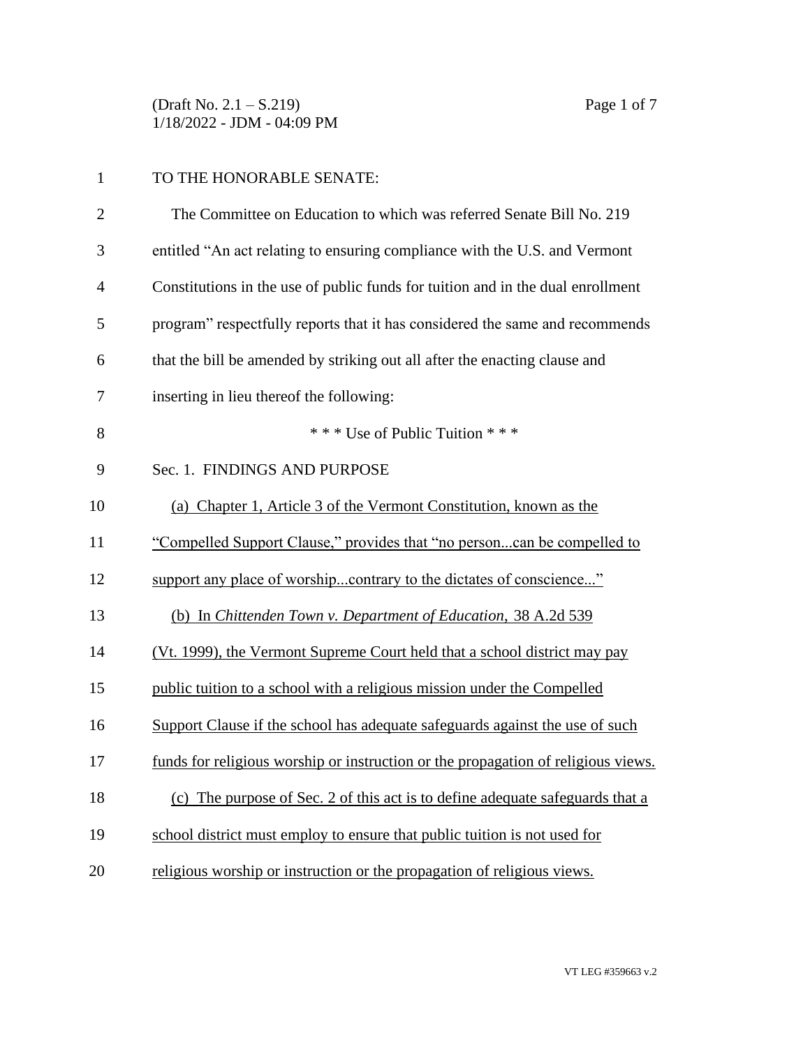TO THE HONORABLE SENATE:

The Committee on Education to which was referred Senate Bill No. 219 entitled "An act relating to ensuring compliance with the U.S. and Vermont Constitutions in the use of public funds for tuition and in the dual enrollment program" respectfully reports that it has considered the same and recommends that the bill be amended by striking out all after the enacting clause and inserting in lieu thereof the following:

\* \* \* Use of Public Tuition \* \* \*

Sec. 1. FINDINGS AND PURPOSE

(a) Chapter 1, Article 3 of the Vermont Constitution, known as the "Compelled Support Clause," provides that "no person...can be compelled to support any place of worship...contrary to the dictates of conscience..."

(b) In *Chittenden Town v. Department of Education*, 38 A.2d 539 (Vt. 1999), the Vermont Supreme Court held that a school district may pay public tuition to a school with a religious mission under the Compelled Support Clause if the school has adequate safeguards against the use of such funds for religious worship or instruction or the propagation of religious views.

(c) The purpose of Sec. 2 of this act is to define adequate safeguards that a school district must employ to ensure that public tuition is not used for religious worship or instruction or the propagation of religious views.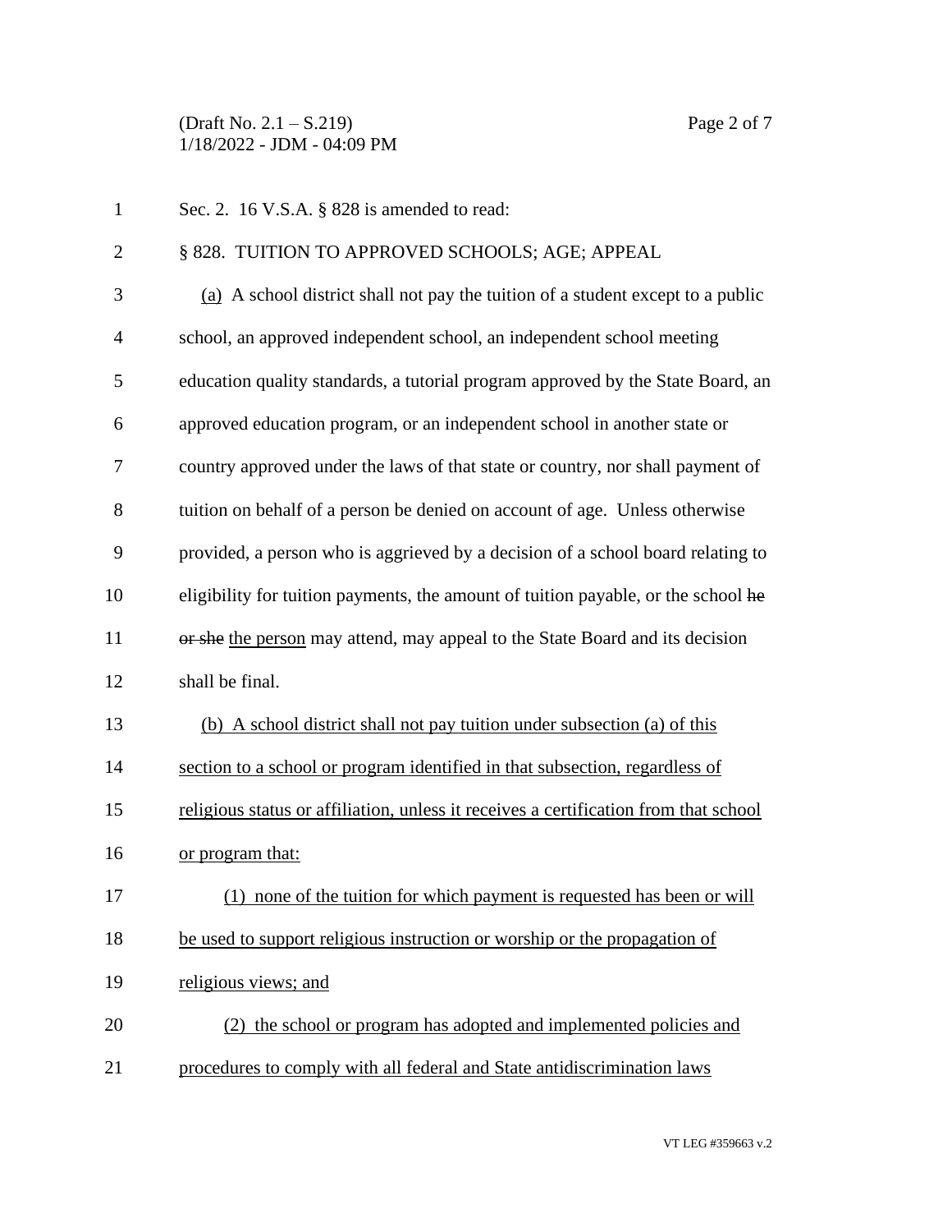Sec. 2. 16 V.S.A. § 828 is amended to read:

§ 828. TUITION TO APPROVED SCHOOLS; AGE; APPEAL

(a) A school district shall not pay the tuition of a student except to a public school, an approved independent school, an independent school meeting education quality standards, a tutorial program approved by the State Board, an approved education program, or an independent school in another state or country approved under the laws of that state or country, nor shall payment of tuition on behalf of a person be denied on account of age. Unless otherwise provided, a person who is aggrieved by a decision of a school board relating to eligibility for tuition payments, the amount of tuition payable, or the school ~~he or she~~ the person may attend, may appeal to the State Board and its decision shall be final.

(b) A school district shall not pay tuition under subsection (a) of this section to a school or program identified in that subsection, regardless of religious status or affiliation, unless it receives a certification from that school or program that:

(1) none of the tuition for which payment is requested has been or will be used to support religious instruction or worship or the propagation of religious views; and

(2) the school or program has adopted and implemented policies and procedures to comply with all federal and State antidiscrimination laws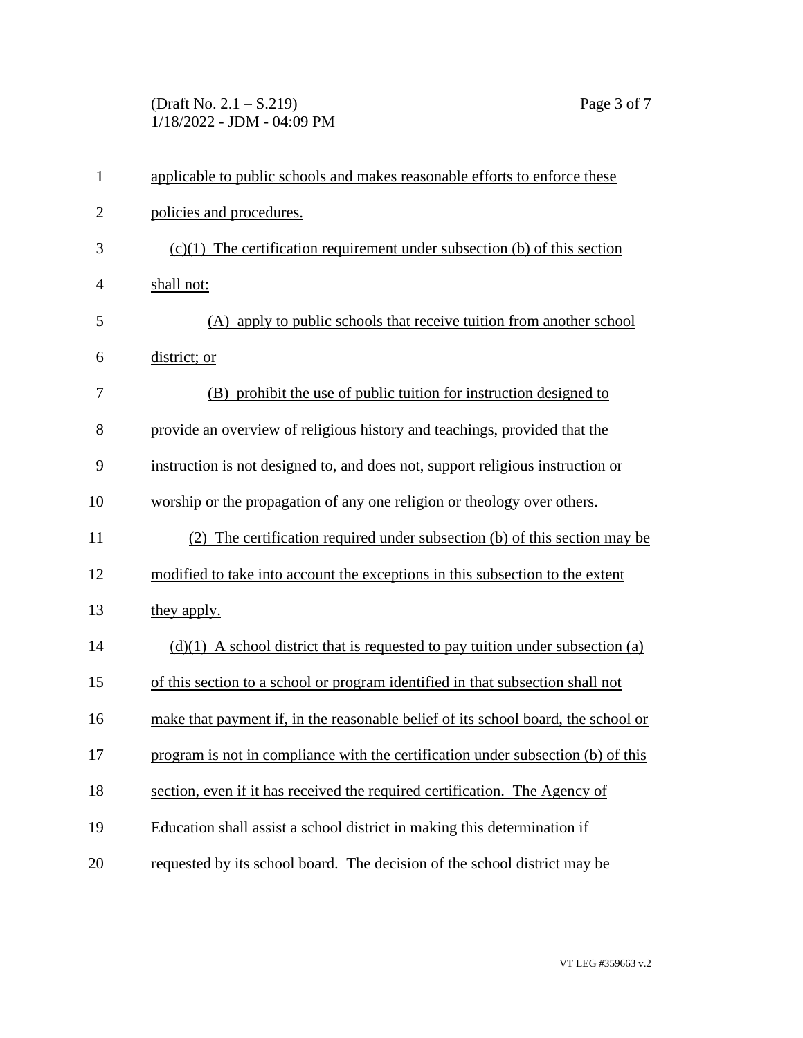applicable to public schools and makes reasonable efforts to enforce these policies and procedures.

(c)(1) The certification requirement under subsection (b) of this section shall not:

(A) apply to public schools that receive tuition from another school district; or

(B) prohibit the use of public tuition for instruction designed to provide an overview of religious history and teachings, provided that the instruction is not designed to, and does not, support religious instruction or worship or the propagation of any one religion or theology over others.

(2) The certification required under subsection (b) of this section may be modified to take into account the exceptions in this subsection to the extent they apply.

(d)(1) A school district that is requested to pay tuition under subsection (a) of this section to a school or program identified in that subsection shall not make that payment if, in the reasonable belief of its school board, the school or program is not in compliance with the certification under subsection (b) of this section, even if it has received the required certification. The Agency of Education shall assist a school district in making this determination if requested by its school board. The decision of the school district may be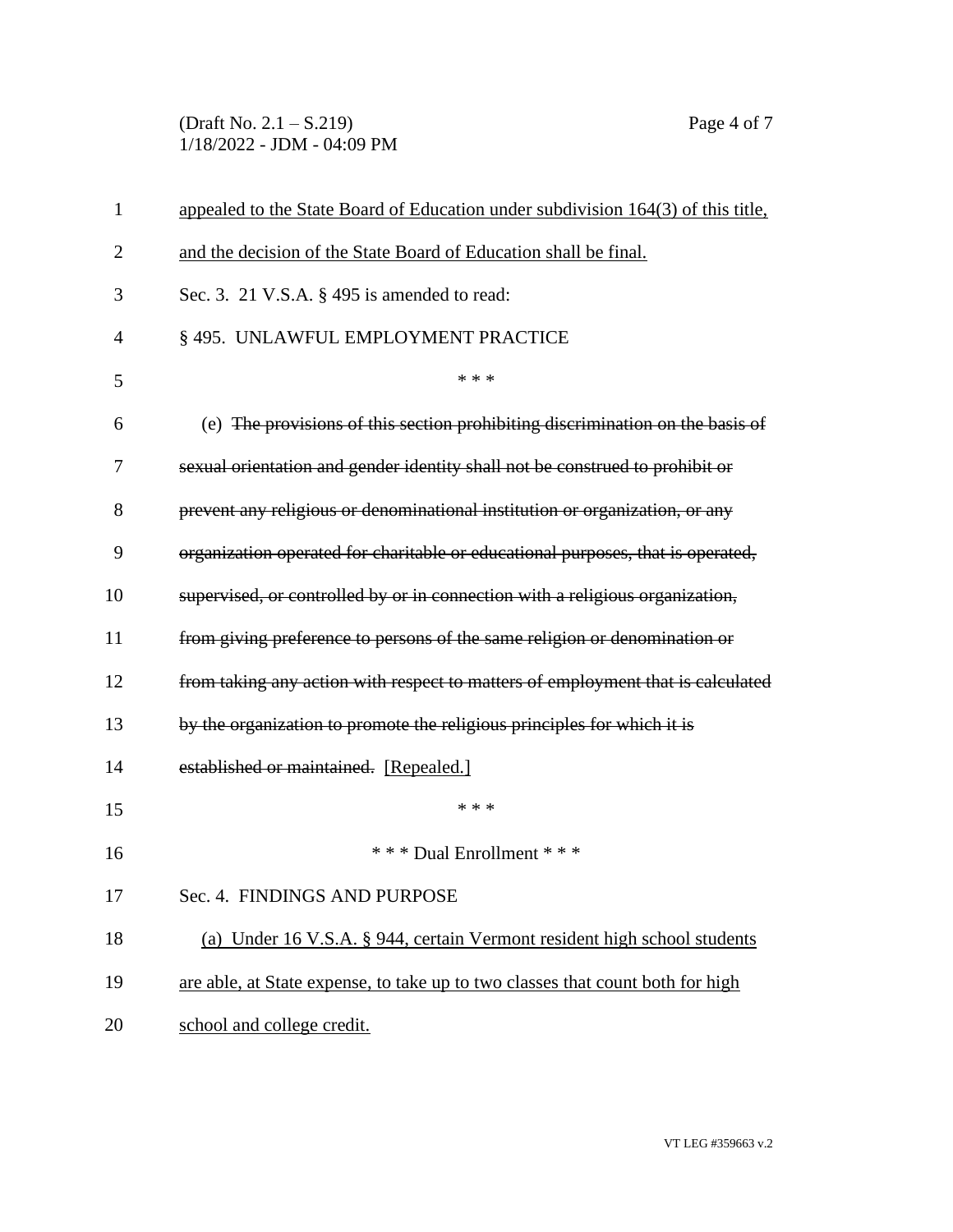appealed to the State Board of Education under subdivision 164(3) of this title, and the decision of the State Board of Education shall be final.

Sec. 3. 21 V.S.A. § 495 is amended to read:

§ 495. UNLAWFUL EMPLOYMENT PRACTICE

\* \* \*

(e) ~~The provisions of this section prohibiting discrimination on the basis of sexual orientation and gender identity shall not be construed to prohibit or prevent any religious or denominational institution or organization, or any organization operated for charitable or educational purposes, that is operated, supervised, or controlled by or in connection with a religious organization, from giving preference to persons of the same religion or denomination or from taking any action with respect to matters of employment that is calculated by the organization to promote the religious principles for which it is established or maintained.~~ [Repealed.]

\* \* \*

\* \* \* Dual Enrollment \* \* \*

Sec. 4. FINDINGS AND PURPOSE

(a) Under 16 V.S.A. § 944, certain Vermont resident high school students are able, at State expense, to take up to two classes that count both for high school and college credit.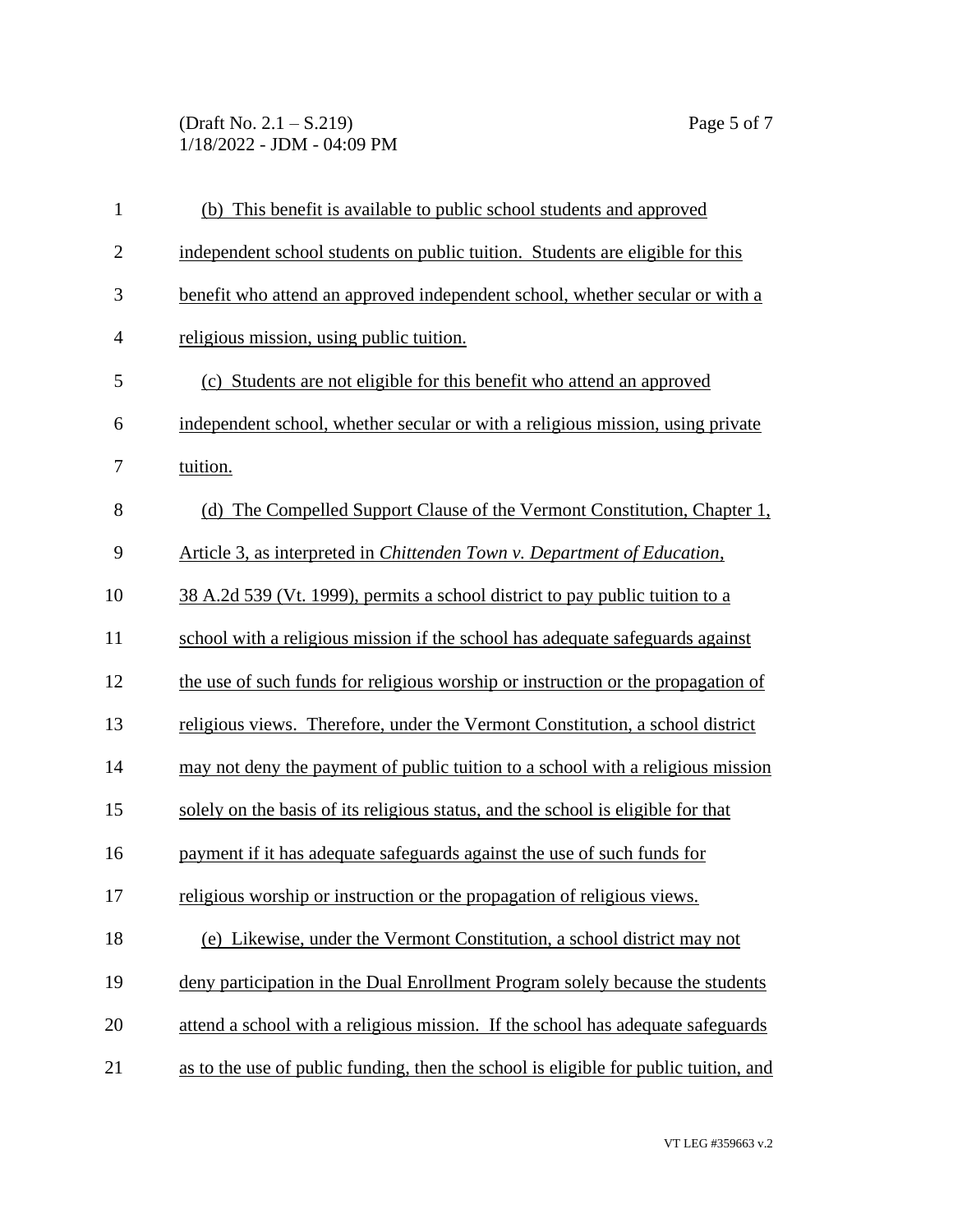(b) This benefit is available to public school students and approved independent school students on public tuition. Students are eligible for this benefit who attend an approved independent school, whether secular or with a religious mission, using public tuition.

(c) Students are not eligible for this benefit who attend an approved independent school, whether secular or with a religious mission, using private tuition.

(d) The Compelled Support Clause of the Vermont Constitution, Chapter 1, Article 3, as interpreted in *Chittenden Town v. Department of Education*, 38 A.2d 539 (Vt. 1999), permits a school district to pay public tuition to a school with a religious mission if the school has adequate safeguards against the use of such funds for religious worship or instruction or the propagation of religious views. Therefore, under the Vermont Constitution, a school district may not deny the payment of public tuition to a school with a religious mission solely on the basis of its religious status, and the school is eligible for that payment if it has adequate safeguards against the use of such funds for religious worship or instruction or the propagation of religious views.

(e) Likewise, under the Vermont Constitution, a school district may not deny participation in the Dual Enrollment Program solely because the students attend a school with a religious mission. If the school has adequate safeguards as to the use of public funding, then the school is eligible for public tuition, and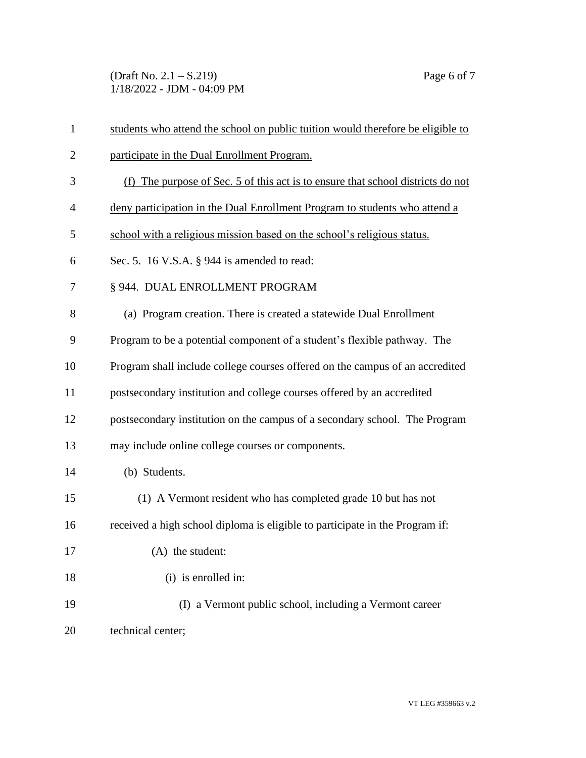<u>students who attend the school on public tuition would therefore be eligible to participate in the Dual Enrollment Program.</u>

<u>(f) The purpose of Sec. 5 of this act is to ensure that school districts do not deny participation in the Dual Enrollment Program to students who attend a school with a religious mission based on the school's religious status.</u>

Sec. 5. 16 V.S.A. § 944 is amended to read:

§ 944. DUAL ENROLLMENT PROGRAM

(a) Program creation. There is created a statewide Dual Enrollment Program to be a potential component of a student's flexible pathway. The Program shall include college courses offered on the campus of an accredited postsecondary institution and college courses offered by an accredited postsecondary institution on the campus of a secondary school. The Program may include online college courses or components.

(b) Students.

(1) A Vermont resident who has completed grade 10 but has not received a high school diploma is eligible to participate in the Program if:

(A) the student:

(i) is enrolled in:

(I) a Vermont public school, including a Vermont career technical center;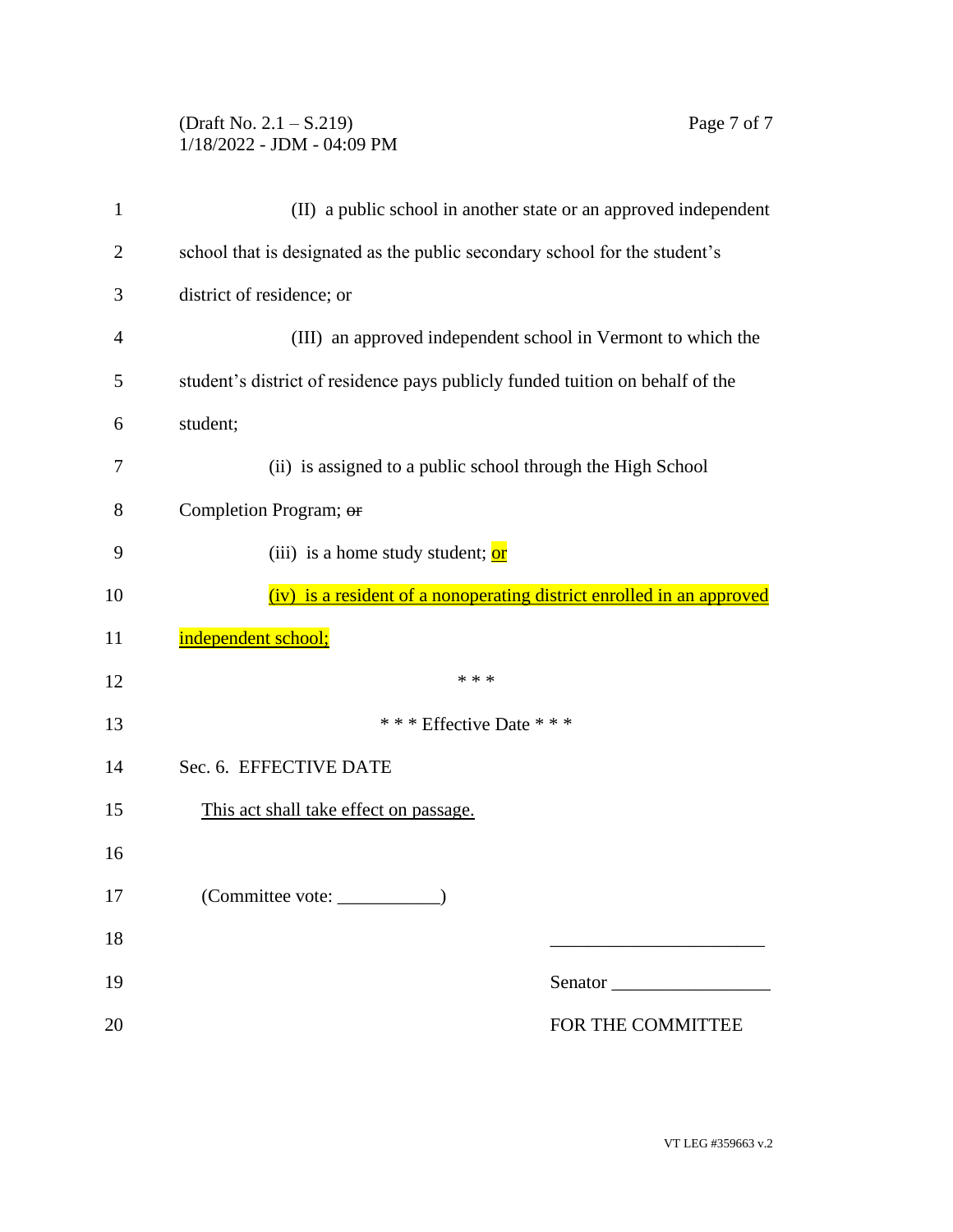(II) a public school in another state or an approved independent school that is designated as the public secondary school for the student's district of residence; or

(III) an approved independent school in Vermont to which the student's district of residence pays publicly funded tuition on behalf of the student;

(ii) is assigned to a public school through the High School Completion Program; ~~or~~

(iii) is a home study student; <u>or</u>

<u>(iv) is a resident of a nonoperating district enrolled in an approved independent school;</u>

\* \* \*

\* \* \* Effective Date \* \* \*

Sec. 6. EFFECTIVE DATE

<u>This act shall take effect on passage.</u>

(Committee vote: ___________)

_______________________

Senator _________________

FOR THE COMMITTEE